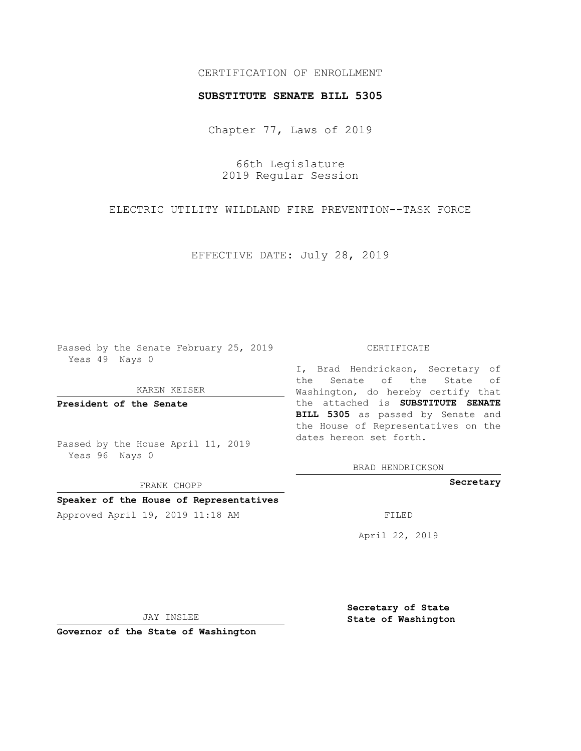CERTIFICATION OF ENROLLMENT

**SUBSTITUTE SENATE BILL 5305**

Chapter 77, Laws of 2019

66th Legislature
2019 Regular Session

ELECTRIC UTILITY WILDLAND FIRE PREVENTION--TASK FORCE

EFFECTIVE DATE: July 28, 2019

Passed by the Senate February 25, 2019
Yeas 49 Nays 0

KAREN KEISER

**President of the Senate**

Passed by the House April 11, 2019
Yeas 96 Nays 0

FRANK CHOPP

**Speaker of the House of Representatives**

Approved April 19, 2019 11:18 AM

JAY INSLEE

**Governor of the State of Washington**

CERTIFICATE

I, Brad Hendrickson, Secretary of the Senate of the State of Washington, do hereby certify that the attached is **SUBSTITUTE SENATE BILL 5305** as passed by Senate and the House of Representatives on the dates hereon set forth.

BRAD HENDRICKSON

**Secretary**

FILED

April 22, 2019

**Secretary of State**
**State of Washington**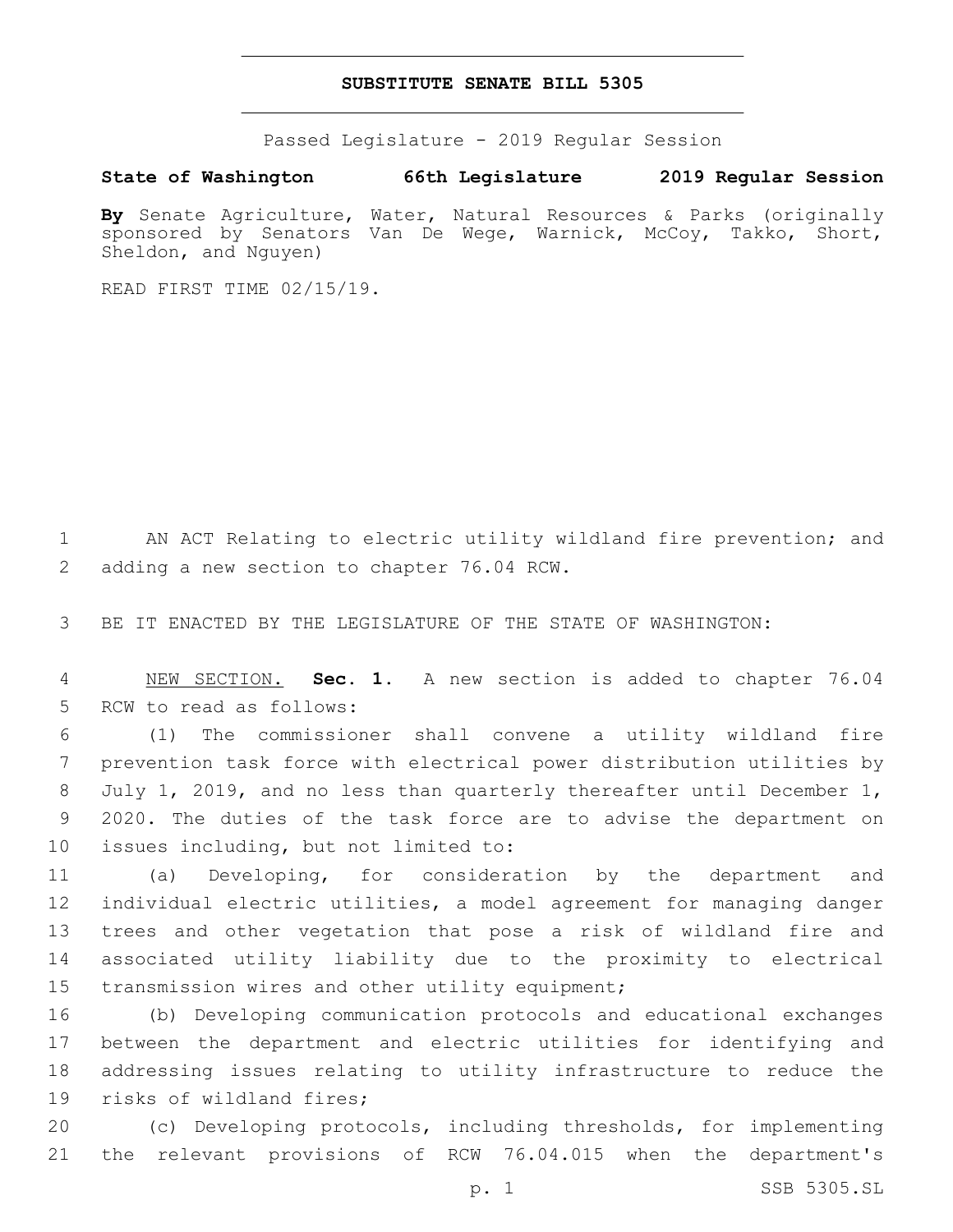# SUBSTITUTE SENATE BILL 5305

Passed Legislature - 2019 Regular Session

**State of Washington 66th Legislature 2019 Regular Session**

**By** Senate Agriculture, Water, Natural Resources & Parks (originally sponsored by Senators Van De Wege, Warnick, McCoy, Takko, Short, Sheldon, and Nguyen)

READ FIRST TIME 02/15/19.

AN ACT Relating to electric utility wildland fire prevention; and adding a new section to chapter 76.04 RCW.

BE IT ENACTED BY THE LEGISLATURE OF THE STATE OF WASHINGTON:

NEW SECTION. **Sec. 1.** A new section is added to chapter 76.04 RCW to read as follows:

(1) The commissioner shall convene a utility wildland fire prevention task force with electrical power distribution utilities by July 1, 2019, and no less than quarterly thereafter until December 1, 2020. The duties of the task force are to advise the department on issues including, but not limited to:

(a) Developing, for consideration by the department and individual electric utilities, a model agreement for managing danger trees and other vegetation that pose a risk of wildland fire and associated utility liability due to the proximity to electrical transmission wires and other utility equipment;

(b) Developing communication protocols and educational exchanges between the department and electric utilities for identifying and addressing issues relating to utility infrastructure to reduce the risks of wildland fires;

(c) Developing protocols, including thresholds, for implementing the relevant provisions of RCW 76.04.015 when the department's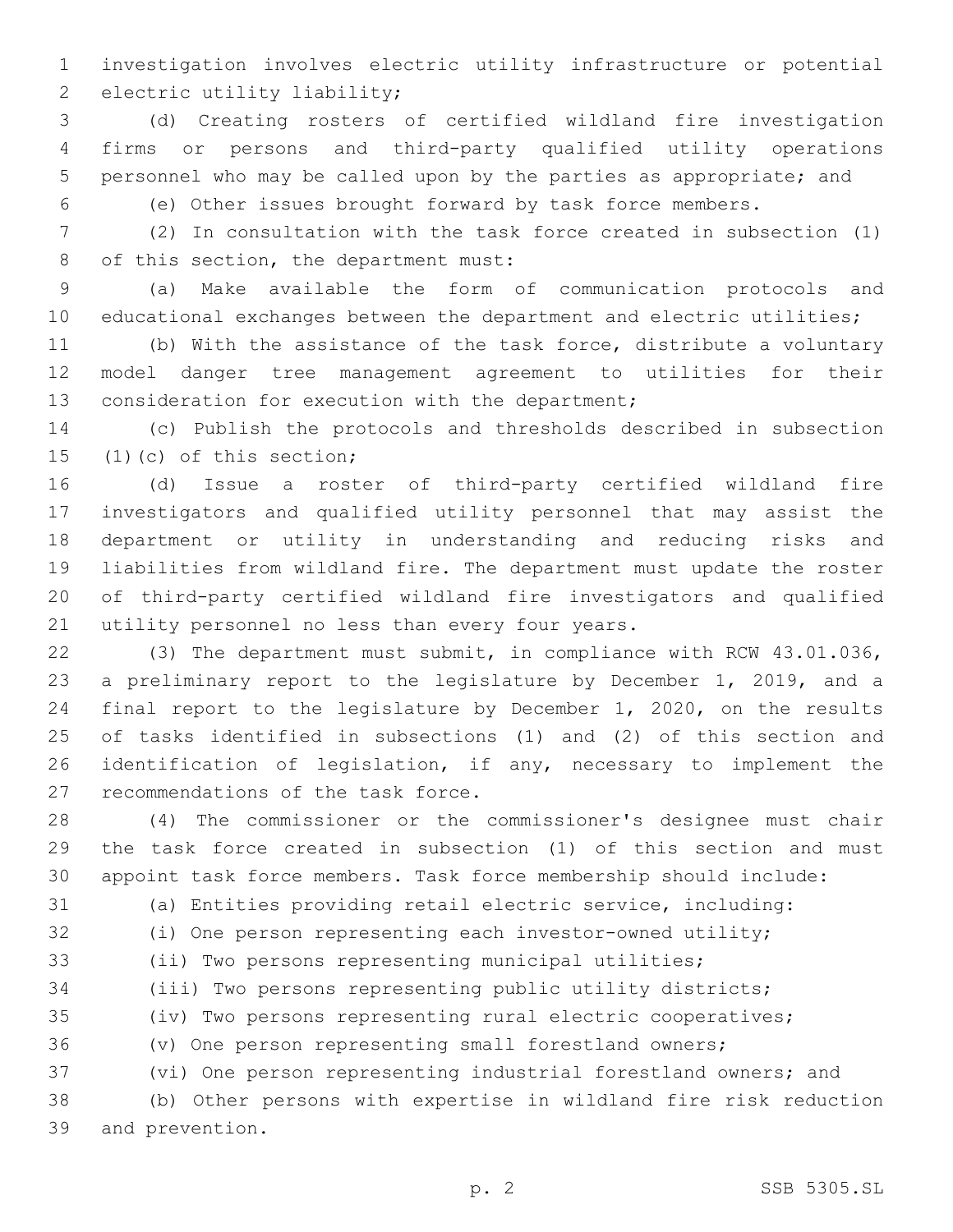investigation involves electric utility infrastructure or potential electric utility liability;

(d) Creating rosters of certified wildland fire investigation firms or persons and third-party qualified utility operations personnel who may be called upon by the parties as appropriate; and

(e) Other issues brought forward by task force members.

(2) In consultation with the task force created in subsection (1) of this section, the department must:

(a) Make available the form of communication protocols and educational exchanges between the department and electric utilities;

(b) With the assistance of the task force, distribute a voluntary model danger tree management agreement to utilities for their consideration for execution with the department;

(c) Publish the protocols and thresholds described in subsection (1)(c) of this section;

(d) Issue a roster of third-party certified wildland fire investigators and qualified utility personnel that may assist the department or utility in understanding and reducing risks and liabilities from wildland fire. The department must update the roster of third-party certified wildland fire investigators and qualified utility personnel no less than every four years.

(3) The department must submit, in compliance with RCW 43.01.036, a preliminary report to the legislature by December 1, 2019, and a final report to the legislature by December 1, 2020, on the results of tasks identified in subsections (1) and (2) of this section and identification of legislation, if any, necessary to implement the recommendations of the task force.

(4) The commissioner or the commissioner's designee must chair the task force created in subsection (1) of this section and must appoint task force members. Task force membership should include:

(a) Entities providing retail electric service, including:

(i) One person representing each investor-owned utility;

(ii) Two persons representing municipal utilities;

(iii) Two persons representing public utility districts;

(iv) Two persons representing rural electric cooperatives;

(v) One person representing small forestland owners;

(vi) One person representing industrial forestland owners; and

(b) Other persons with expertise in wildland fire risk reduction and prevention.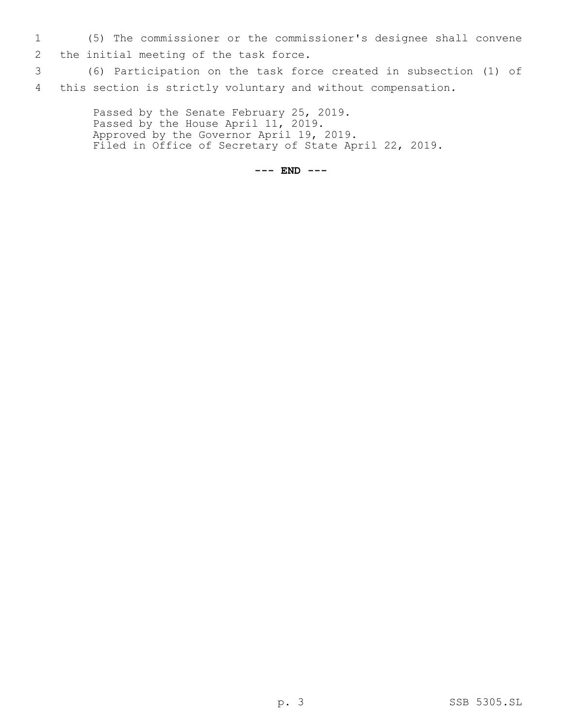(5) The commissioner or the commissioner's designee shall convene the initial meeting of the task force.

(6) Participation on the task force created in subsection (1) of this section is strictly voluntary and without compensation.

Passed by the Senate February 25, 2019.
Passed by the House April 11, 2019.
Approved by the Governor April 19, 2019.
Filed in Office of Secretary of State April 22, 2019.

**--- END ---**